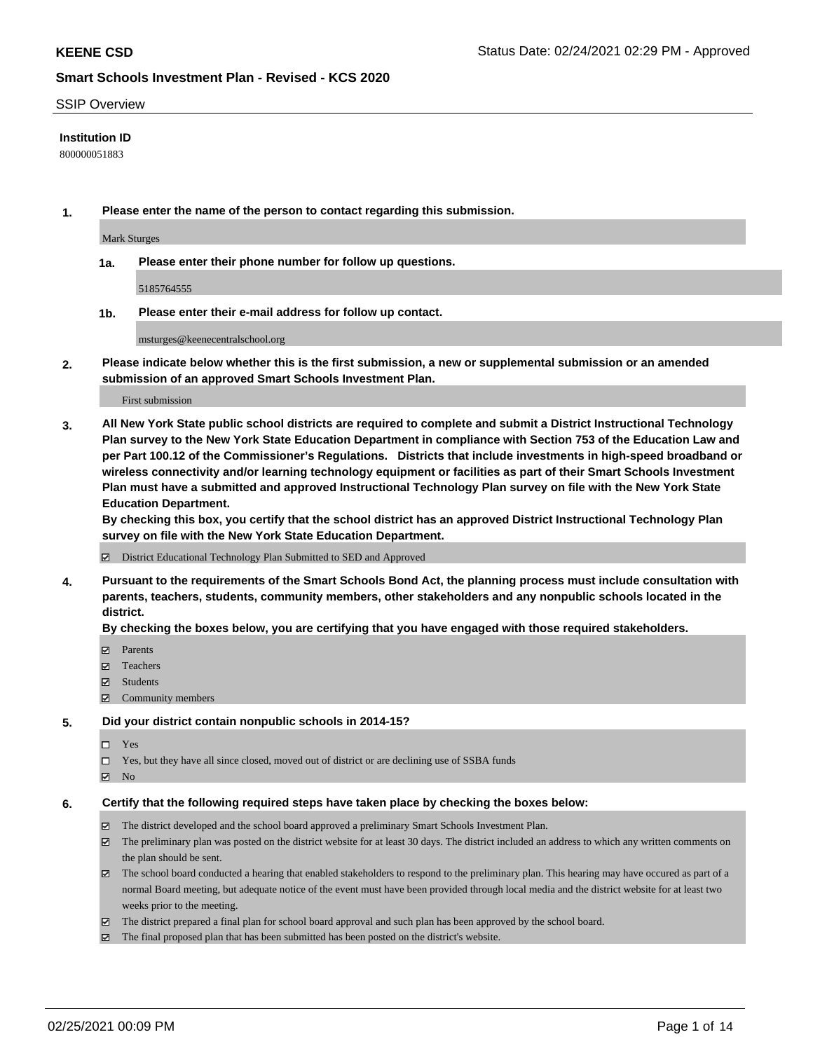**KEENE CSD**

Status Date: 02/24/2021 02:29 PM - Approved

**Smart Schools Investment Plan - Revised - KCS 2020**

SSIP Overview

**Institution ID**

800000051883

**1. Please enter the name of the person to contact regarding this submission.**

Mark Sturges

**1a. Please enter their phone number for follow up questions.**

5185764555

**1b. Please enter their e-mail address for follow up contact.**

msturges@keenecentralschool.org

**2. Please indicate below whether this is the first submission, a new or supplemental submission or an amended submission of an approved Smart Schools Investment Plan.**

First submission

**3. All New York State public school districts are required to complete and submit a District Instructional Technology Plan survey to the New York State Education Department in compliance with Section 753 of the Education Law and per Part 100.12 of the Commissioner's Regulations. Districts that include investments in high-speed broadband or wireless connectivity and/or learning technology equipment or facilities as part of their Smart Schools Investment Plan must have a submitted and approved Instructional Technology Plan survey on file with the New York State Education Department.**
**By checking this box, you certify that the school district has an approved District Instructional Technology Plan survey on file with the New York State Education Department.**

☑ District Educational Technology Plan Submitted to SED and Approved

**4. Pursuant to the requirements of the Smart Schools Bond Act, the planning process must include consultation with parents, teachers, students, community members, other stakeholders and any nonpublic schools located in the district.**
**By checking the boxes below, you are certifying that you have engaged with those required stakeholders.**

☑ Parents
☑ Teachers
☑ Students
☑ Community members

**5. Did your district contain nonpublic schools in 2014-15?**

☐ Yes
☐ Yes, but they have all since closed, moved out of district or are declining use of SSBA funds
☑ No

**6. Certify that the following required steps have taken place by checking the boxes below:**

☑ The district developed and the school board approved a preliminary Smart Schools Investment Plan.
☑ The preliminary plan was posted on the district website for at least 30 days. The district included an address to which any written comments on the plan should be sent.
☑ The school board conducted a hearing that enabled stakeholders to respond to the preliminary plan. This hearing may have occured as part of a normal Board meeting, but adequate notice of the event must have been provided through local media and the district website for at least two weeks prior to the meeting.
☑ The district prepared a final plan for school board approval and such plan has been approved by the school board.
☑ The final proposed plan that has been submitted has been posted on the district's website.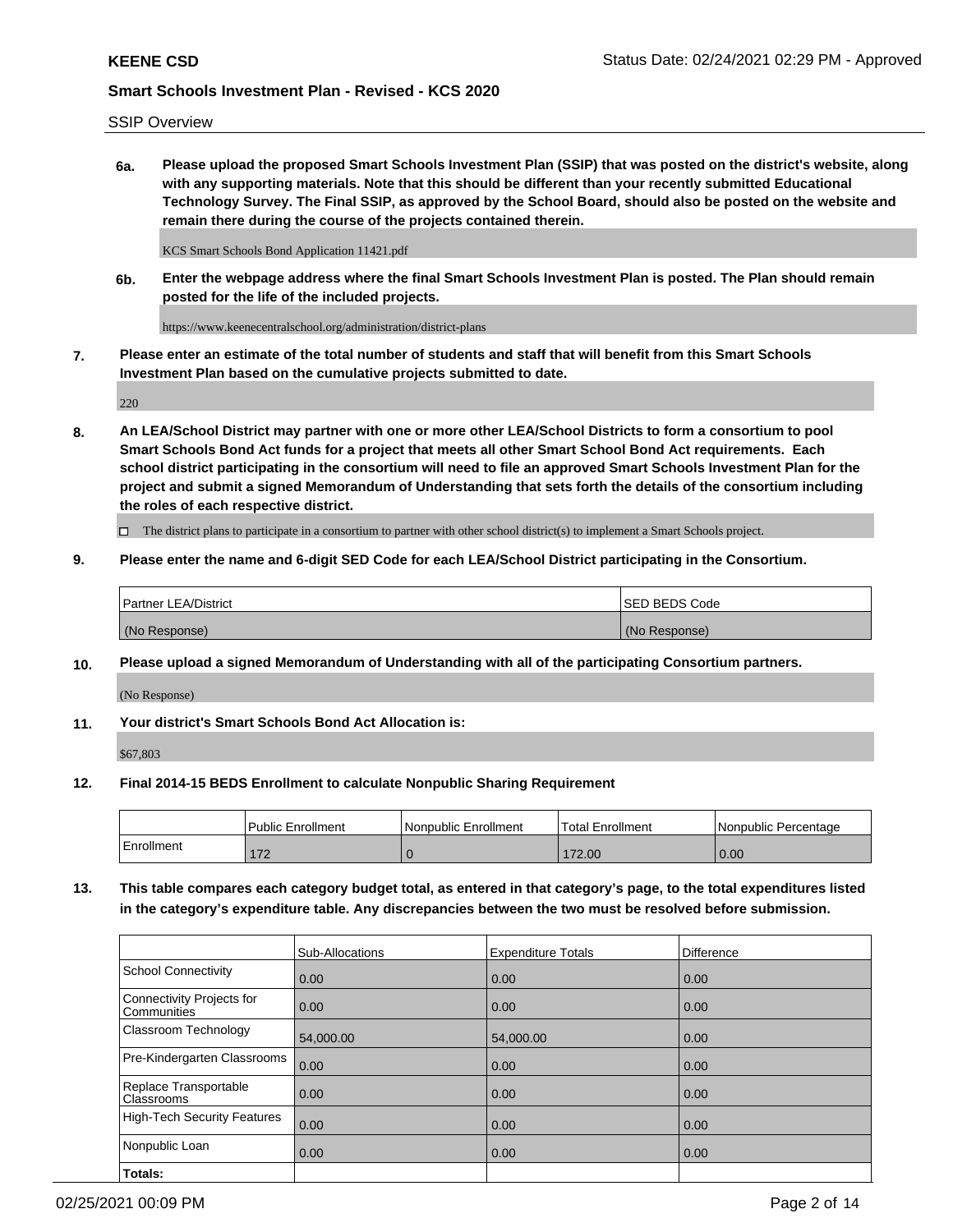SSIP Overview

**6a. Please upload the proposed Smart Schools Investment Plan (SSIP) that was posted on the district's website, along with any supporting materials. Note that this should be different than your recently submitted Educational Technology Survey. The Final SSIP, as approved by the School Board, should also be posted on the website and remain there during the course of the projects contained therein.**

KCS Smart Schools Bond Application 11421.pdf

**6b. Enter the webpage address where the final Smart Schools Investment Plan is posted. The Plan should remain posted for the life of the included projects.**

https://www.keenecentralschool.org/administration/district-plans

**7. Please enter an estimate of the total number of students and staff that will benefit from this Smart Schools Investment Plan based on the cumulative projects submitted to date.**

220

**8. An LEA/School District may partner with one or more other LEA/School Districts to form a consortium to pool Smart Schools Bond Act funds for a project that meets all other Smart School Bond Act requirements. Each school district participating in the consortium will need to file an approved Smart Schools Investment Plan for the project and submit a signed Memorandum of Understanding that sets forth the details of the consortium including the roles of each respective district.**

☐ The district plans to participate in a consortium to partner with other school district(s) to implement a Smart Schools project.

**9. Please enter the name and 6-digit SED Code for each LEA/School District participating in the Consortium.**

| Partner LEA/District | SED BEDS Code |
|---|---|
| (No Response) | (No Response) |

**10. Please upload a signed Memorandum of Understanding with all of the participating Consortium partners.**

(No Response)

**11. Your district's Smart Schools Bond Act Allocation is:**

$67,803

**12. Final 2014-15 BEDS Enrollment to calculate Nonpublic Sharing Requirement**

| | Public Enrollment | Nonpublic Enrollment | Total Enrollment | Nonpublic Percentage |
|---|---|---|---|---|
| Enrollment | 172 | 0 | 172.00 | 0.00 |

**13. This table compares each category budget total, as entered in that category's page, to the total expenditures listed in the category's expenditure table. Any discrepancies between the two must be resolved before submission.**

| | Sub-Allocations | Expenditure Totals | Difference |
|---|---|---|---|
| School Connectivity | 0.00 | 0.00 | 0.00 |
| Connectivity Projects for Communities | 0.00 | 0.00 | 0.00 |
| Classroom Technology | 54,000.00 | 54,000.00 | 0.00 |
| Pre-Kindergarten Classrooms | 0.00 | 0.00 | 0.00 |
| Replace Transportable Classrooms | 0.00 | 0.00 | 0.00 |
| High-Tech Security Features | 0.00 | 0.00 | 0.00 |
| Nonpublic Loan | 0.00 | 0.00 | 0.00 |
| **Totals:** | | | |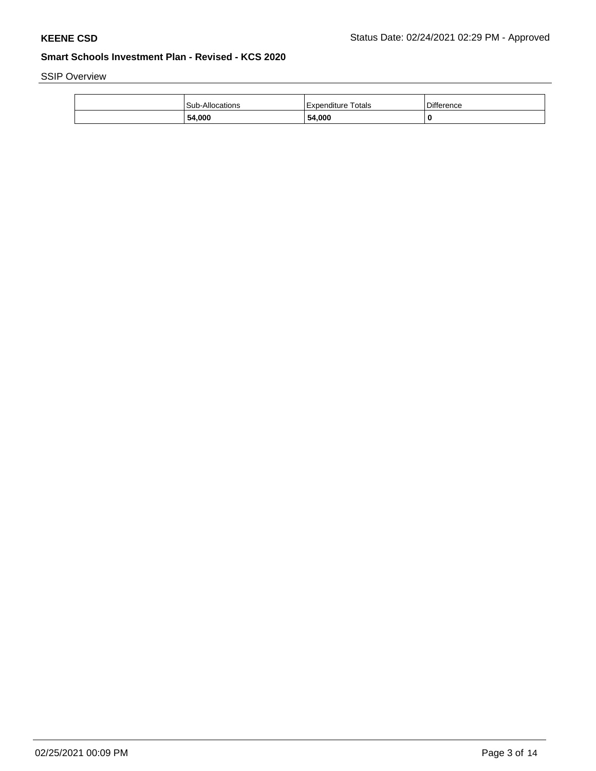SSIP Overview

| | Sub-Allocations | Expenditure Totals | Difference |
|---|---|---|---|
| | **54,000** | **54,000** | **0** |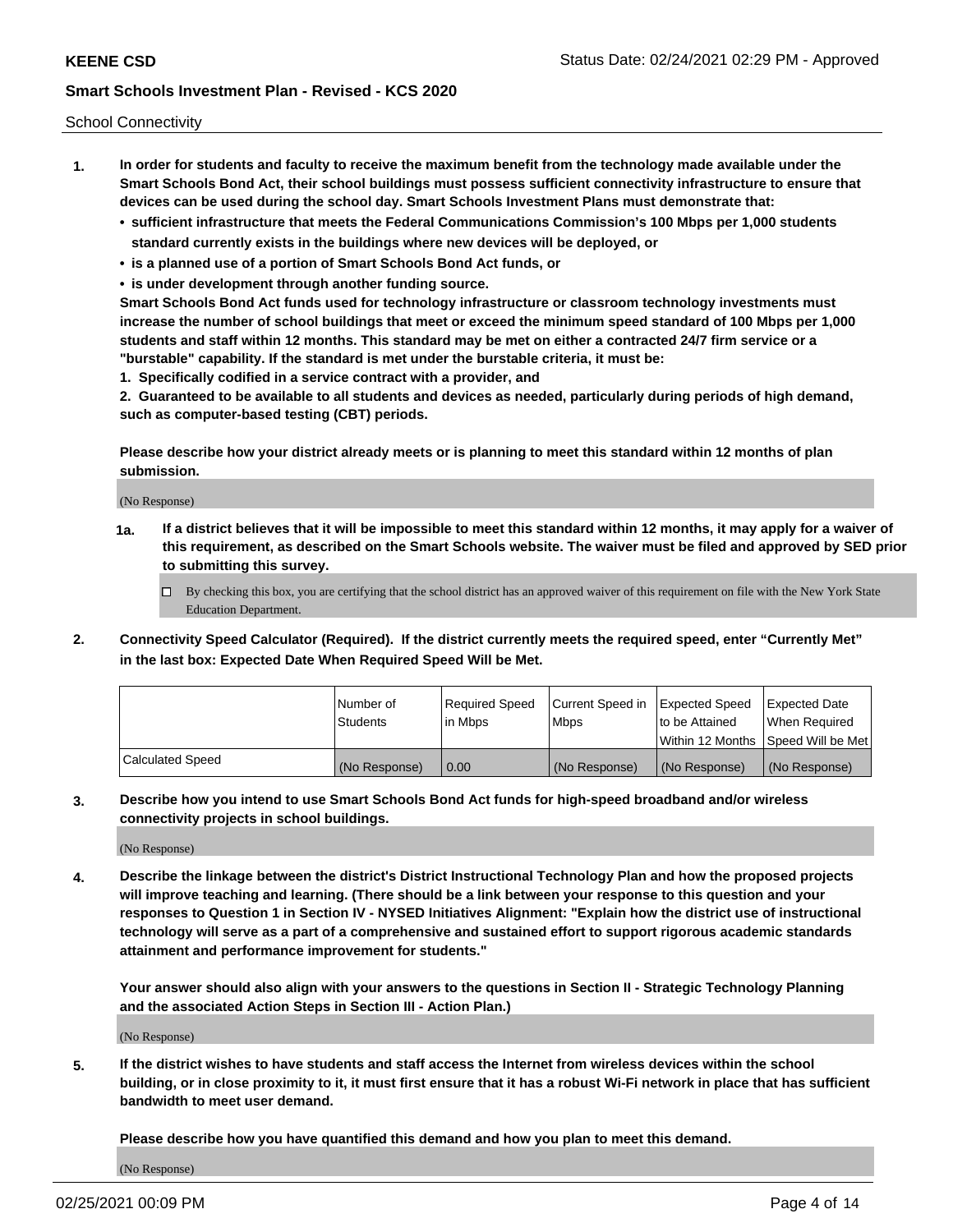School Connectivity

1. **In order for students and faculty to receive the maximum benefit from the technology made available under the Smart Schools Bond Act, their school buildings must possess sufficient connectivity infrastructure to ensure that devices can be used during the school day. Smart Schools Investment Plans must demonstrate that:**
   - **sufficient infrastructure that meets the Federal Communications Commission's 100 Mbps per 1,000 students standard currently exists in the buildings where new devices will be deployed, or**
   - **is a planned use of a portion of Smart Schools Bond Act funds, or**
   - **is under development through another funding source.**

   **Smart Schools Bond Act funds used for technology infrastructure or classroom technology investments must increase the number of school buildings that meet or exceed the minimum speed standard of 100 Mbps per 1,000 students and staff within 12 months. This standard may be met on either a contracted 24/7 firm service or a "burstable" capability. If the standard is met under the burstable criteria, it must be:**

   **1. Specifically codified in a service contract with a provider, and**

   **2. Guaranteed to be available to all students and devices as needed, particularly during periods of high demand, such as computer-based testing (CBT) periods.**

   **Please describe how your district already meets or is planning to meet this standard within 12 months of plan submission.**

   (No Response)

   **1a. If a district believes that it will be impossible to meet this standard within 12 months, it may apply for a waiver of this requirement, as described on the Smart Schools website. The waiver must be filed and approved by SED prior to submitting this survey.**

   ☐ By checking this box, you are certifying that the school district has an approved waiver of this requirement on file with the New York State Education Department.

2. **Connectivity Speed Calculator (Required). If the district currently meets the required speed, enter "Currently Met" in the last box: Expected Date When Required Speed Will be Met.**

|  | Number of Students | Required Speed in Mbps | Current Speed in Mbps | Expected Speed to be Attained Within 12 Months | Expected Date When Required Speed Will be Met |
|---|---|---|---|---|---|
| Calculated Speed | (No Response) | 0.00 | (No Response) | (No Response) | (No Response) |

3. **Describe how you intend to use Smart Schools Bond Act funds for high-speed broadband and/or wireless connectivity projects in school buildings.**

   (No Response)

4. **Describe the linkage between the district's District Instructional Technology Plan and how the proposed projects will improve teaching and learning. (There should be a link between your response to this question and your responses to Question 1 in Section IV - NYSED Initiatives Alignment: "Explain how the district use of instructional technology will serve as a part of a comprehensive and sustained effort to support rigorous academic standards attainment and performance improvement for students."**

   **Your answer should also align with your answers to the questions in Section II - Strategic Technology Planning and the associated Action Steps in Section III - Action Plan.)**

   (No Response)

5. **If the district wishes to have students and staff access the Internet from wireless devices within the school building, or in close proximity to it, it must first ensure that it has a robust Wi-Fi network in place that has sufficient bandwidth to meet user demand.**

   **Please describe how you have quantified this demand and how you plan to meet this demand.**

   (No Response)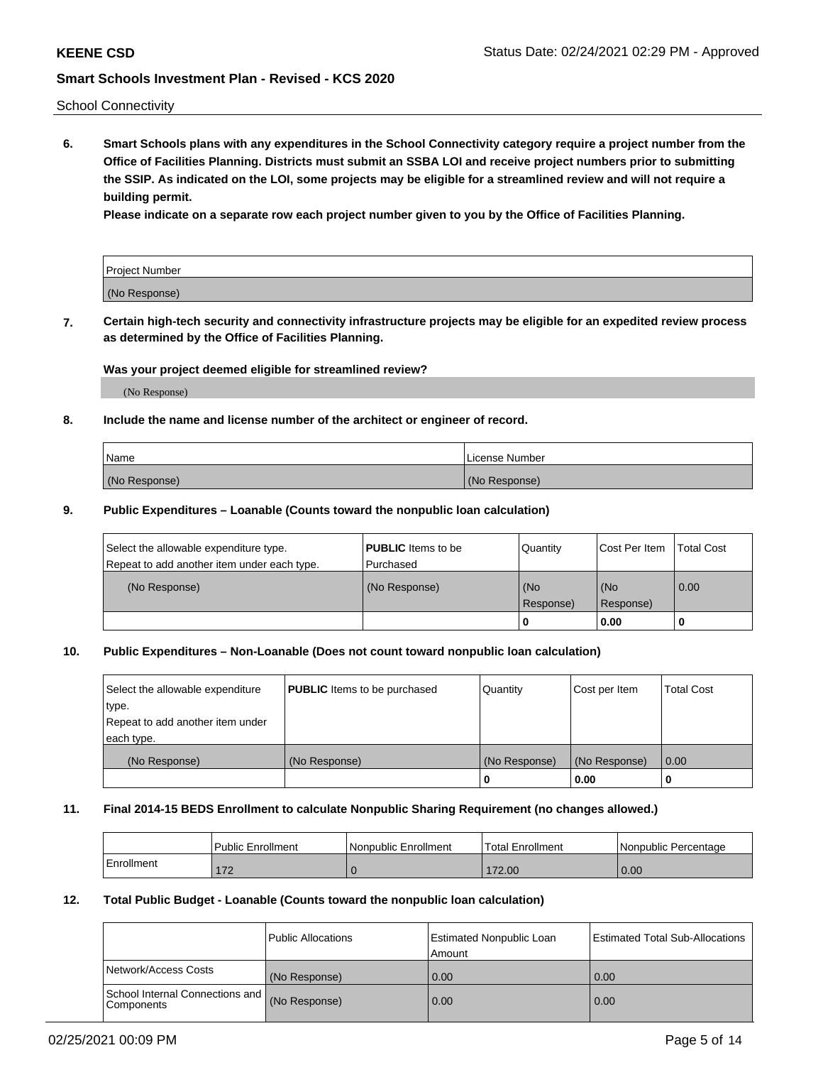School Connectivity

**6. Smart Schools plans with any expenditures in the School Connectivity category require a project number from the Office of Facilities Planning. Districts must submit an SSBA LOI and receive project numbers prior to submitting the SSIP. As indicated on the LOI, some projects may be eligible for a streamlined review and will not require a building permit.**

**Please indicate on a separate row each project number given to you by the Office of Facilities Planning.**

| Project Number |
|---|
| (No Response) |

**7. Certain high-tech security and connectivity infrastructure projects may be eligible for an expedited review process as determined by the Office of Facilities Planning.**

**Was your project deemed eligible for streamlined review?**

(No Response)

**8. Include the name and license number of the architect or engineer of record.**

| Name | License Number |
|---|---|
| (No Response) | (No Response) |

**9. Public Expenditures – Loanable (Counts toward the nonpublic loan calculation)**

| Select the allowable expenditure type. Repeat to add another item under each type. | **PUBLIC** Items to be Purchased | Quantity | Cost Per Item | Total Cost |
|---|---|---|---|---|
| (No Response) | (No Response) | (No Response) | (No Response) | 0.00 |
| | | 0 | 0.00 | 0 |

**10. Public Expenditures – Non-Loanable (Does not count toward nonpublic loan calculation)**

| Select the allowable expenditure type. Repeat to add another item under each type. | **PUBLIC** Items to be purchased | Quantity | Cost per Item | Total Cost |
|---|---|---|---|---|
| (No Response) | (No Response) | (No Response) | (No Response) | 0.00 |
| | | 0 | 0.00 | 0 |

**11. Final 2014-15 BEDS Enrollment to calculate Nonpublic Sharing Requirement (no changes allowed.)**

| | Public Enrollment | Nonpublic Enrollment | Total Enrollment | Nonpublic Percentage |
|---|---|---|---|---|
| Enrollment | 172 | 0 | 172.00 | 0.00 |

**12. Total Public Budget - Loanable (Counts toward the nonpublic loan calculation)**

| | Public Allocations | Estimated Nonpublic Loan Amount | Estimated Total Sub-Allocations |
|---|---|---|---|
| Network/Access Costs | (No Response) | 0.00 | 0.00 |
| School Internal Connections and Components | (No Response) | 0.00 | 0.00 |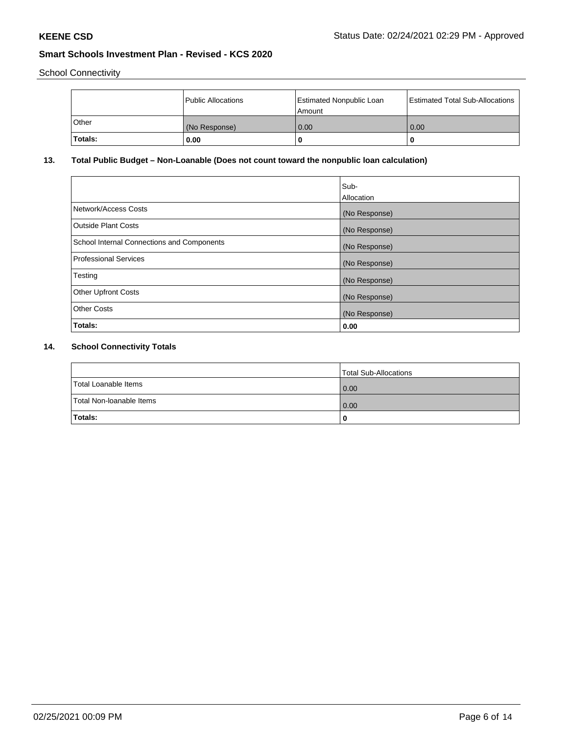School Connectivity

|  | Public Allocations | Estimated Nonpublic Loan Amount | Estimated Total Sub-Allocations |
| --- | --- | --- | --- |
| Other | (No Response) | 0.00 | 0.00 |
| **Totals:** | **0.00** | **0** | **0** |

## 13. Total Public Budget – Non-Loanable (Does not count toward the nonpublic loan calculation)

|  | Sub-Allocation |
| --- | --- |
| Network/Access Costs | (No Response) |
| Outside Plant Costs | (No Response) |
| School Internal Connections and Components | (No Response) |
| Professional Services | (No Response) |
| Testing | (No Response) |
| Other Upfront Costs | (No Response) |
| Other Costs | (No Response) |
| **Totals:** | **0.00** |

## 14. School Connectivity Totals

|  | Total Sub-Allocations |
| --- | --- |
| Total Loanable Items | 0.00 |
| Total Non-loanable Items | 0.00 |
| **Totals:** | **0** |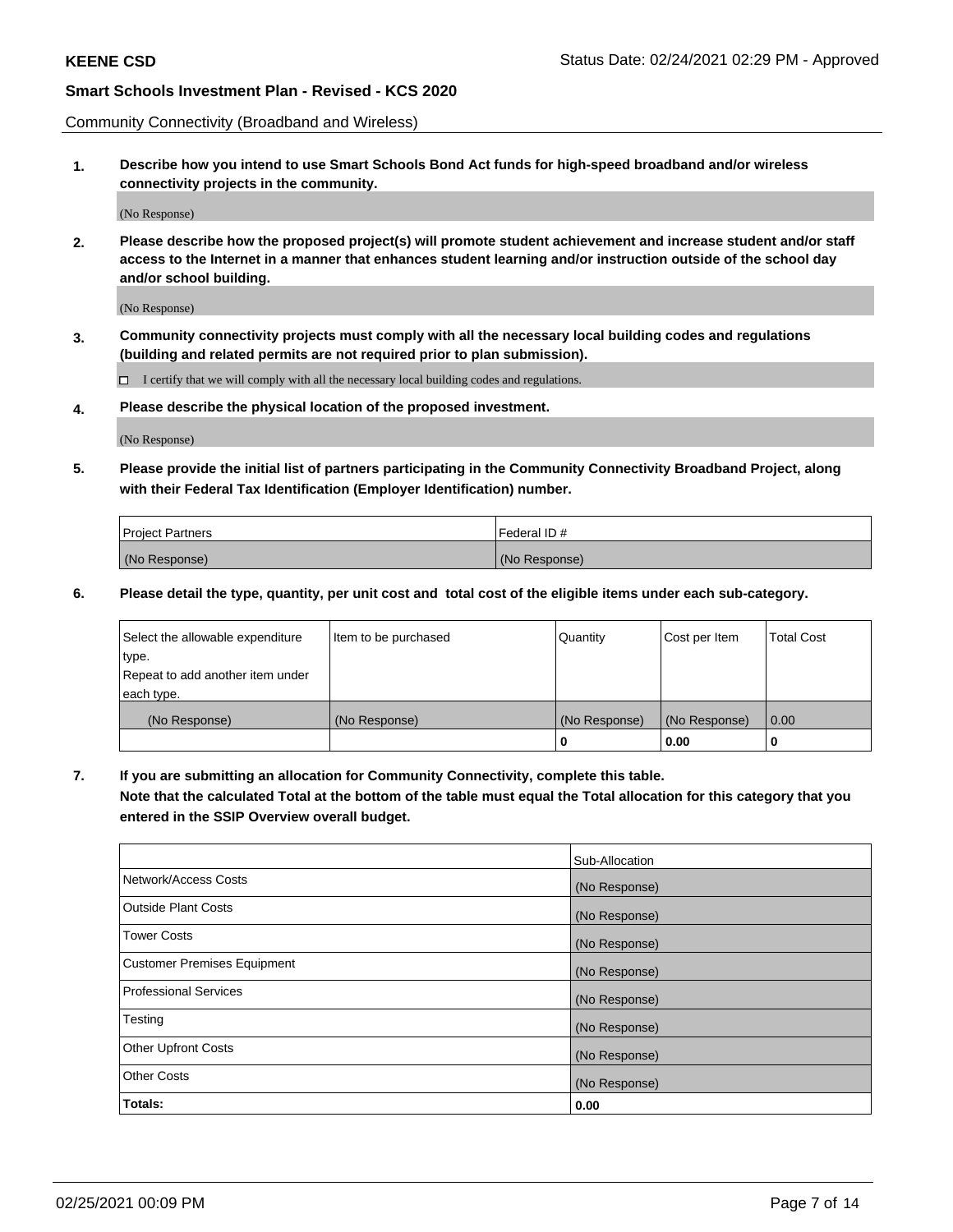Community Connectivity (Broadband and Wireless)

**1. Describe how you intend to use Smart Schools Bond Act funds for high-speed broadband and/or wireless connectivity projects in the community.**

(No Response)

**2. Please describe how the proposed project(s) will promote student achievement and increase student and/or staff access to the Internet in a manner that enhances student learning and/or instruction outside of the school day and/or school building.**

(No Response)

**3. Community connectivity projects must comply with all the necessary local building codes and regulations (building and related permits are not required prior to plan submission).**

☐ I certify that we will comply with all the necessary local building codes and regulations.

**4. Please describe the physical location of the proposed investment.**

(No Response)

**5. Please provide the initial list of partners participating in the Community Connectivity Broadband Project, along with their Federal Tax Identification (Employer Identification) number.**

| Project Partners | Federal ID # |
| --- | --- |
| (No Response) | (No Response) |

**6. Please detail the type, quantity, per unit cost and total cost of the eligible items under each sub-category.**

| Select the allowable expenditure type. Repeat to add another item under each type. | Item to be purchased | Quantity | Cost per Item | Total Cost |
| --- | --- | --- | --- | --- |
| (No Response) | (No Response) | (No Response) | (No Response) | 0.00 |
| | | **0** | **0.00** | **0** |

**7. If you are submitting an allocation for Community Connectivity, complete this table. Note that the calculated Total at the bottom of the table must equal the Total allocation for this category that you entered in the SSIP Overview overall budget.**

| | Sub-Allocation |
| --- | --- |
| Network/Access Costs | (No Response) |
| Outside Plant Costs | (No Response) |
| Tower Costs | (No Response) |
| Customer Premises Equipment | (No Response) |
| Professional Services | (No Response) |
| Testing | (No Response) |
| Other Upfront Costs | (No Response) |
| Other Costs | (No Response) |
| **Totals:** | **0.00** |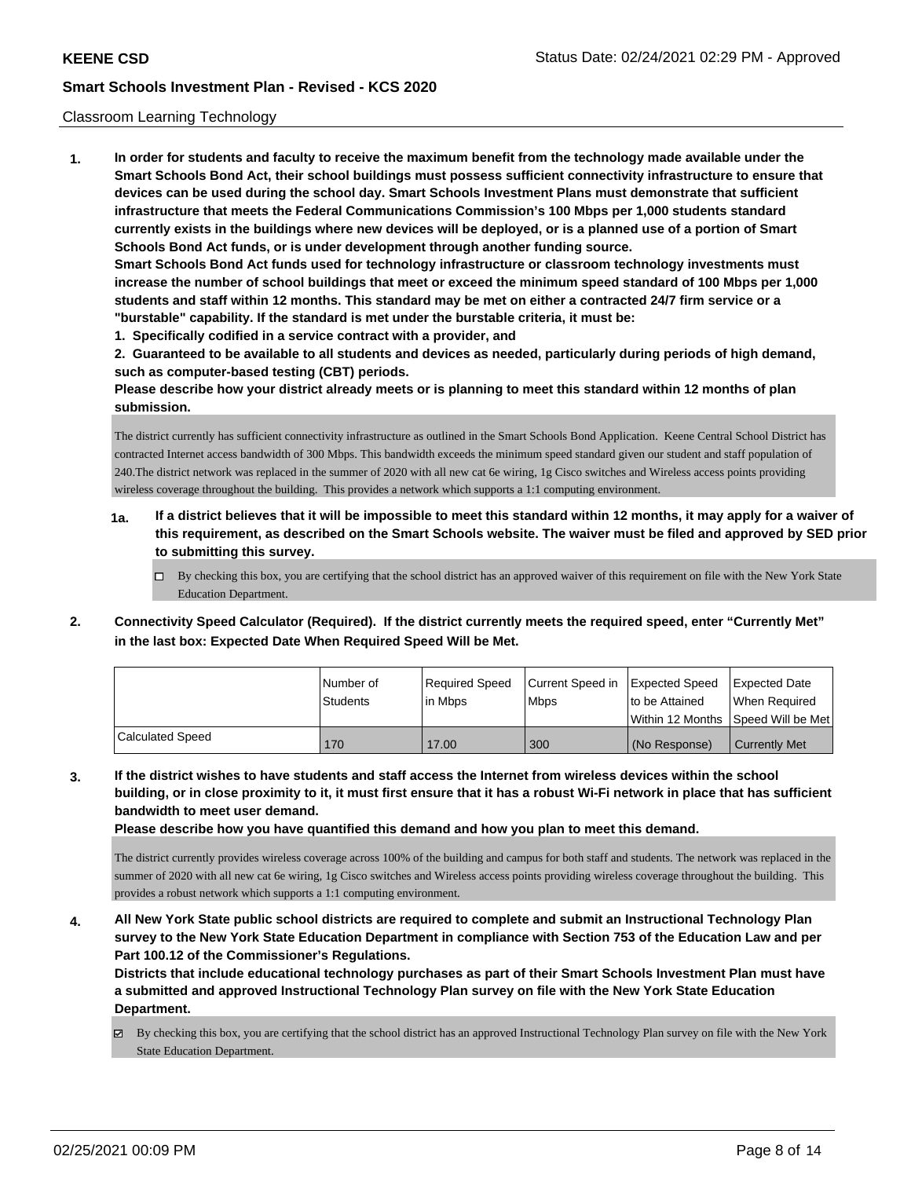Classroom Learning Technology

**1. In order for students and faculty to receive the maximum benefit from the technology made available under the Smart Schools Bond Act, their school buildings must possess sufficient connectivity infrastructure to ensure that devices can be used during the school day. Smart Schools Investment Plans must demonstrate that sufficient infrastructure that meets the Federal Communications Commission's 100 Mbps per 1,000 students standard currently exists in the buildings where new devices will be deployed, or is a planned use of a portion of Smart Schools Bond Act funds, or is under development through another funding source.**

**Smart Schools Bond Act funds used for technology infrastructure or classroom technology investments must increase the number of school buildings that meet or exceed the minimum speed standard of 100 Mbps per 1,000 students and staff within 12 months. This standard may be met on either a contracted 24/7 firm service or a "burstable" capability. If the standard is met under the burstable criteria, it must be:**

**1. Specifically codified in a service contract with a provider, and**

**2. Guaranteed to be available to all students and devices as needed, particularly during periods of high demand, such as computer-based testing (CBT) periods.**

**Please describe how your district already meets or is planning to meet this standard within 12 months of plan submission.**

The district currently has sufficient connectivity infrastructure as outlined in the Smart Schools Bond Application. Keene Central School District has contracted Internet access bandwidth of 300 Mbps. This bandwidth exceeds the minimum speed standard given our student and staff population of 240.The district network was replaced in the summer of 2020 with all new cat 6e wiring, 1g Cisco switches and Wireless access points providing wireless coverage throughout the building. This provides a network which supports a 1:1 computing environment.

**1a. If a district believes that it will be impossible to meet this standard within 12 months, it may apply for a waiver of this requirement, as described on the Smart Schools website. The waiver must be filed and approved by SED prior to submitting this survey.**

☐ By checking this box, you are certifying that the school district has an approved waiver of this requirement on file with the New York State Education Department.

**2. Connectivity Speed Calculator (Required). If the district currently meets the required speed, enter "Currently Met" in the last box: Expected Date When Required Speed Will be Met.**

| | Number of Students | Required Speed in Mbps | Current Speed in Mbps | Expected Speed to be Attained Within 12 Months | Expected Date When Required Speed Will be Met |
|---|---|---|---|---|---|
| Calculated Speed | 170 | 17.00 | 300 | (No Response) | Currently Met |

**3. If the district wishes to have students and staff access the Internet from wireless devices within the school building, or in close proximity to it, it must first ensure that it has a robust Wi-Fi network in place that has sufficient bandwidth to meet user demand.**

**Please describe how you have quantified this demand and how you plan to meet this demand.**

The district currently provides wireless coverage across 100% of the building and campus for both staff and students. The network was replaced in the summer of 2020 with all new cat 6e wiring, 1g Cisco switches and Wireless access points providing wireless coverage throughout the building. This provides a robust network which supports a 1:1 computing environment.

**4. All New York State public school districts are required to complete and submit an Instructional Technology Plan survey to the New York State Education Department in compliance with Section 753 of the Education Law and per Part 100.12 of the Commissioner's Regulations.**

**Districts that include educational technology purchases as part of their Smart Schools Investment Plan must have a submitted and approved Instructional Technology Plan survey on file with the New York State Education Department.**

☑ By checking this box, you are certifying that the school district has an approved Instructional Technology Plan survey on file with the New York State Education Department.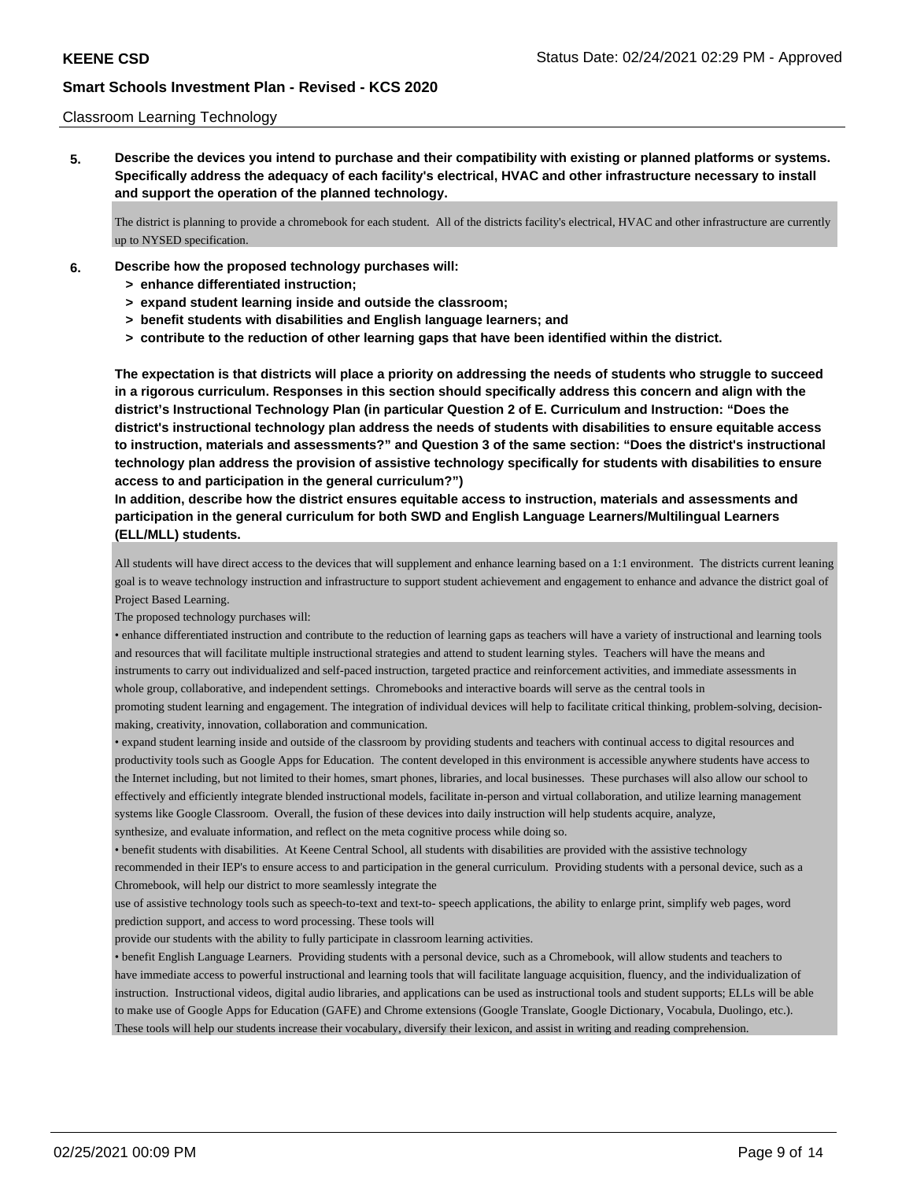Classroom Learning Technology

**5. Describe the devices you intend to purchase and their compatibility with existing or planned platforms or systems. Specifically address the adequacy of each facility's electrical, HVAC and other infrastructure necessary to install and support the operation of the planned technology.**

The district is planning to provide a chromebook for each student. All of the districts facility's electrical, HVAC and other infrastructure are currently up to NYSED specification.

**6. Describe how the proposed technology purchases will:**
**> enhance differentiated instruction;**
**> expand student learning inside and outside the classroom;**
**> benefit students with disabilities and English language learners; and**
**> contribute to the reduction of other learning gaps that have been identified within the district.**

**The expectation is that districts will place a priority on addressing the needs of students who struggle to succeed in a rigorous curriculum. Responses in this section should specifically address this concern and align with the district's Instructional Technology Plan (in particular Question 2 of E. Curriculum and Instruction: "Does the district's instructional technology plan address the needs of students with disabilities to ensure equitable access to instruction, materials and assessments?" and Question 3 of the same section: "Does the district's instructional technology plan address the provision of assistive technology specifically for students with disabilities to ensure access to and participation in the general curriculum?")**
**In addition, describe how the district ensures equitable access to instruction, materials and assessments and participation in the general curriculum for both SWD and English Language Learners/Multilingual Learners (ELL/MLL) students.**

All students will have direct access to the devices that will supplement and enhance learning based on a 1:1 environment. The districts current leaning goal is to weave technology instruction and infrastructure to support student achievement and engagement to enhance and advance the district goal of Project Based Learning.

The proposed technology purchases will:

• enhance differentiated instruction and contribute to the reduction of learning gaps as teachers will have a variety of instructional and learning tools and resources that will facilitate multiple instructional strategies and attend to student learning styles. Teachers will have the means and instruments to carry out individualized and self-paced instruction, targeted practice and reinforcement activities, and immediate assessments in whole group, collaborative, and independent settings. Chromebooks and interactive boards will serve as the central tools in promoting student learning and engagement. The integration of individual devices will help to facilitate critical thinking, problem-solving, decision-making, creativity, innovation, collaboration and communication.

• expand student learning inside and outside of the classroom by providing students and teachers with continual access to digital resources and productivity tools such as Google Apps for Education. The content developed in this environment is accessible anywhere students have access to the Internet including, but not limited to their homes, smart phones, libraries, and local businesses. These purchases will also allow our school to effectively and efficiently integrate blended instructional models, facilitate in-person and virtual collaboration, and utilize learning management systems like Google Classroom. Overall, the fusion of these devices into daily instruction will help students acquire, analyze, synthesize, and evaluate information, and reflect on the meta cognitive process while doing so.

• benefit students with disabilities. At Keene Central School, all students with disabilities are provided with the assistive technology recommended in their IEP's to ensure access to and participation in the general curriculum. Providing students with a personal device, such as a Chromebook, will help our district to more seamlessly integrate the use of assistive technology tools such as speech-to-text and text-to- speech applications, the ability to enlarge print, simplify web pages, word prediction support, and access to word processing. These tools will provide our students with the ability to fully participate in classroom learning activities.

• benefit English Language Learners. Providing students with a personal device, such as a Chromebook, will allow students and teachers to have immediate access to powerful instructional and learning tools that will facilitate language acquisition, fluency, and the individualization of instruction. Instructional videos, digital audio libraries, and applications can be used as instructional tools and student supports; ELLs will be able to make use of Google Apps for Education (GAFE) and Chrome extensions (Google Translate, Google Dictionary, Vocabula, Duolingo, etc.). These tools will help our students increase their vocabulary, diversify their lexicon, and assist in writing and reading comprehension.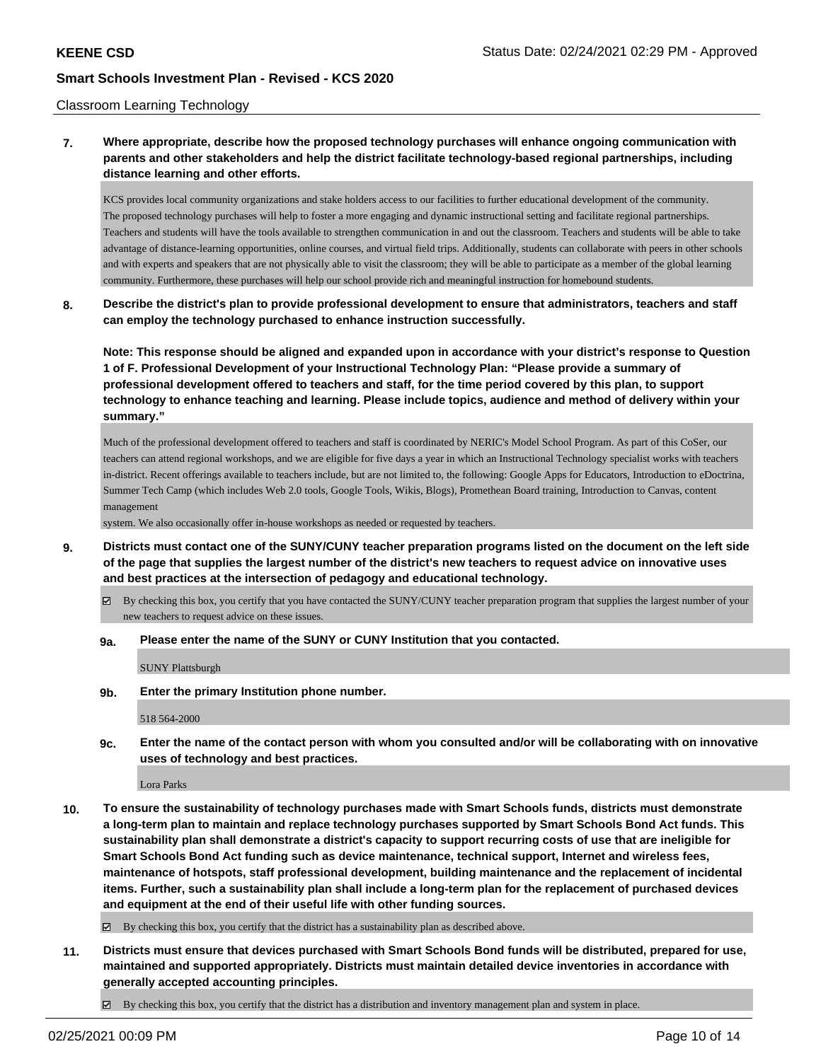Classroom Learning Technology

**7. Where appropriate, describe how the proposed technology purchases will enhance ongoing communication with parents and other stakeholders and help the district facilitate technology-based regional partnerships, including distance learning and other efforts.**

KCS provides local community organizations and stake holders access to our facilities to further educational development of the community.
The proposed technology purchases will help to foster a more engaging and dynamic instructional setting and facilitate regional partnerships. Teachers and students will have the tools available to strengthen communication in and out the classroom. Teachers and students will be able to take advantage of distance-learning opportunities, online courses, and virtual field trips. Additionally, students can collaborate with peers in other schools and with experts and speakers that are not physically able to visit the classroom; they will be able to participate as a member of the global learning community. Furthermore, these purchases will help our school provide rich and meaningful instruction for homebound students.

**8. Describe the district's plan to provide professional development to ensure that administrators, teachers and staff can employ the technology purchased to enhance instruction successfully.**

**Note: This response should be aligned and expanded upon in accordance with your district's response to Question 1 of F. Professional Development of your Instructional Technology Plan: "Please provide a summary of professional development offered to teachers and staff, for the time period covered by this plan, to support technology to enhance teaching and learning. Please include topics, audience and method of delivery within your summary."**

Much of the professional development offered to teachers and staff is coordinated by NERIC's Model School Program. As part of this CoSer, our teachers can attend regional workshops, and we are eligible for five days a year in which an Instructional Technology specialist works with teachers in-district. Recent offerings available to teachers include, but are not limited to, the following: Google Apps for Educators, Introduction to eDoctrina, Summer Tech Camp (which includes Web 2.0 tools, Google Tools, Wikis, Blogs), Promethean Board training, Introduction to Canvas, content management
system. We also occasionally offer in-house workshops as needed or requested by teachers.

**9. Districts must contact one of the SUNY/CUNY teacher preparation programs listed on the document on the left side of the page that supplies the largest number of the district's new teachers to request advice on innovative uses and best practices at the intersection of pedagogy and educational technology.**

☑ By checking this box, you certify that you have contacted the SUNY/CUNY teacher preparation program that supplies the largest number of your new teachers to request advice on these issues.

**9a. Please enter the name of the SUNY or CUNY Institution that you contacted.**

SUNY Plattsburgh

**9b. Enter the primary Institution phone number.**

518 564-2000

**9c. Enter the name of the contact person with whom you consulted and/or will be collaborating with on innovative uses of technology and best practices.**

Lora Parks

**10. To ensure the sustainability of technology purchases made with Smart Schools funds, districts must demonstrate a long-term plan to maintain and replace technology purchases supported by Smart Schools Bond Act funds. This sustainability plan shall demonstrate a district's capacity to support recurring costs of use that are ineligible for Smart Schools Bond Act funding such as device maintenance, technical support, Internet and wireless fees, maintenance of hotspots, staff professional development, building maintenance and the replacement of incidental items. Further, such a sustainability plan shall include a long-term plan for the replacement of purchased devices and equipment at the end of their useful life with other funding sources.**

☑ By checking this box, you certify that the district has a sustainability plan as described above.

**11. Districts must ensure that devices purchased with Smart Schools Bond funds will be distributed, prepared for use, maintained and supported appropriately. Districts must maintain detailed device inventories in accordance with generally accepted accounting principles.**

☑ By checking this box, you certify that the district has a distribution and inventory management plan and system in place.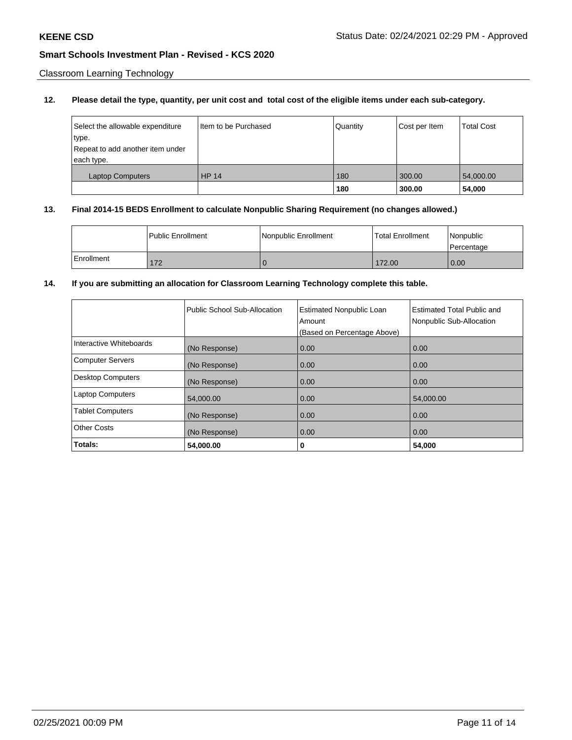Classroom Learning Technology

**12. Please detail the type, quantity, per unit cost and total cost of the eligible items under each sub-category.**

| Select the allowable expenditure type. Repeat to add another item under each type. | Item to be Purchased | Quantity | Cost per Item | Total Cost |
|---|---|---|---|---|
| Laptop Computers | HP 14 | 180 | 300.00 | 54,000.00 |
| | | **180** | **300.00** | **54,000** |

**13. Final 2014-15 BEDS Enrollment to calculate Nonpublic Sharing Requirement (no changes allowed.)**

| | Public Enrollment | Nonpublic Enrollment | Total Enrollment | Nonpublic Percentage |
|---|---|---|---|---|
| Enrollment | 172 | 0 | 172.00 | 0.00 |

**14. If you are submitting an allocation for Classroom Learning Technology complete this table.**

| | Public School Sub-Allocation | Estimated Nonpublic Loan Amount (Based on Percentage Above) | Estimated Total Public and Nonpublic Sub-Allocation |
|---|---|---|---|
| Interactive Whiteboards | (No Response) | 0.00 | 0.00 |
| Computer Servers | (No Response) | 0.00 | 0.00 |
| Desktop Computers | (No Response) | 0.00 | 0.00 |
| Laptop Computers | 54,000.00 | 0.00 | 54,000.00 |
| Tablet Computers | (No Response) | 0.00 | 0.00 |
| Other Costs | (No Response) | 0.00 | 0.00 |
| **Totals:** | **54,000.00** | **0** | **54,000** |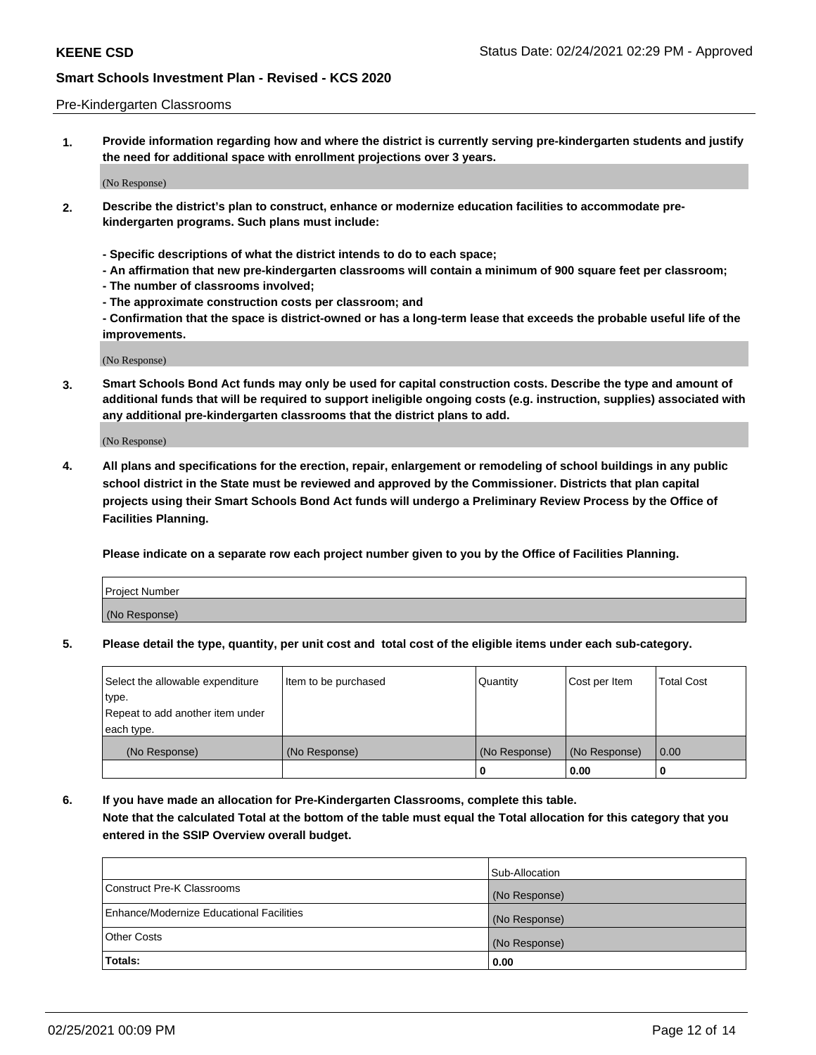Pre-Kindergarten Classrooms

**1. Provide information regarding how and where the district is currently serving pre-kindergarten students and justify the need for additional space with enrollment projections over 3 years.**

(No Response)

**2. Describe the district's plan to construct, enhance or modernize education facilities to accommodate pre-kindergarten programs. Such plans must include:**

**- Specific descriptions of what the district intends to do to each space;**
**- An affirmation that new pre-kindergarten classrooms will contain a minimum of 900 square feet per classroom;**
**- The number of classrooms involved;**
**- The approximate construction costs per classroom; and**
**- Confirmation that the space is district-owned or has a long-term lease that exceeds the probable useful life of the improvements.**

(No Response)

**3. Smart Schools Bond Act funds may only be used for capital construction costs. Describe the type and amount of additional funds that will be required to support ineligible ongoing costs (e.g. instruction, supplies) associated with any additional pre-kindergarten classrooms that the district plans to add.**

(No Response)

**4. All plans and specifications for the erection, repair, enlargement or remodeling of school buildings in any public school district in the State must be reviewed and approved by the Commissioner. Districts that plan capital projects using their Smart Schools Bond Act funds will undergo a Preliminary Review Process by the Office of Facilities Planning.**

**Please indicate on a separate row each project number given to you by the Office of Facilities Planning.**

| Project Number |
|---|
| (No Response) |

**5. Please detail the type, quantity, per unit cost and total cost of the eligible items under each sub-category.**

| Select the allowable expenditure type. Repeat to add another item under each type. | Item to be purchased | Quantity | Cost per Item | Total Cost |
|---|---|---|---|---|
| (No Response) | (No Response) | (No Response) | (No Response) | 0.00 |
| | | 0 | 0.00 | 0 |

**6. If you have made an allocation for Pre-Kindergarten Classrooms, complete this table. Note that the calculated Total at the bottom of the table must equal the Total allocation for this category that you entered in the SSIP Overview overall budget.**

| | Sub-Allocation |
|---|---|
| Construct Pre-K Classrooms | (No Response) |
| Enhance/Modernize Educational Facilities | (No Response) |
| Other Costs | (No Response) |
| **Totals:** | **0.00** |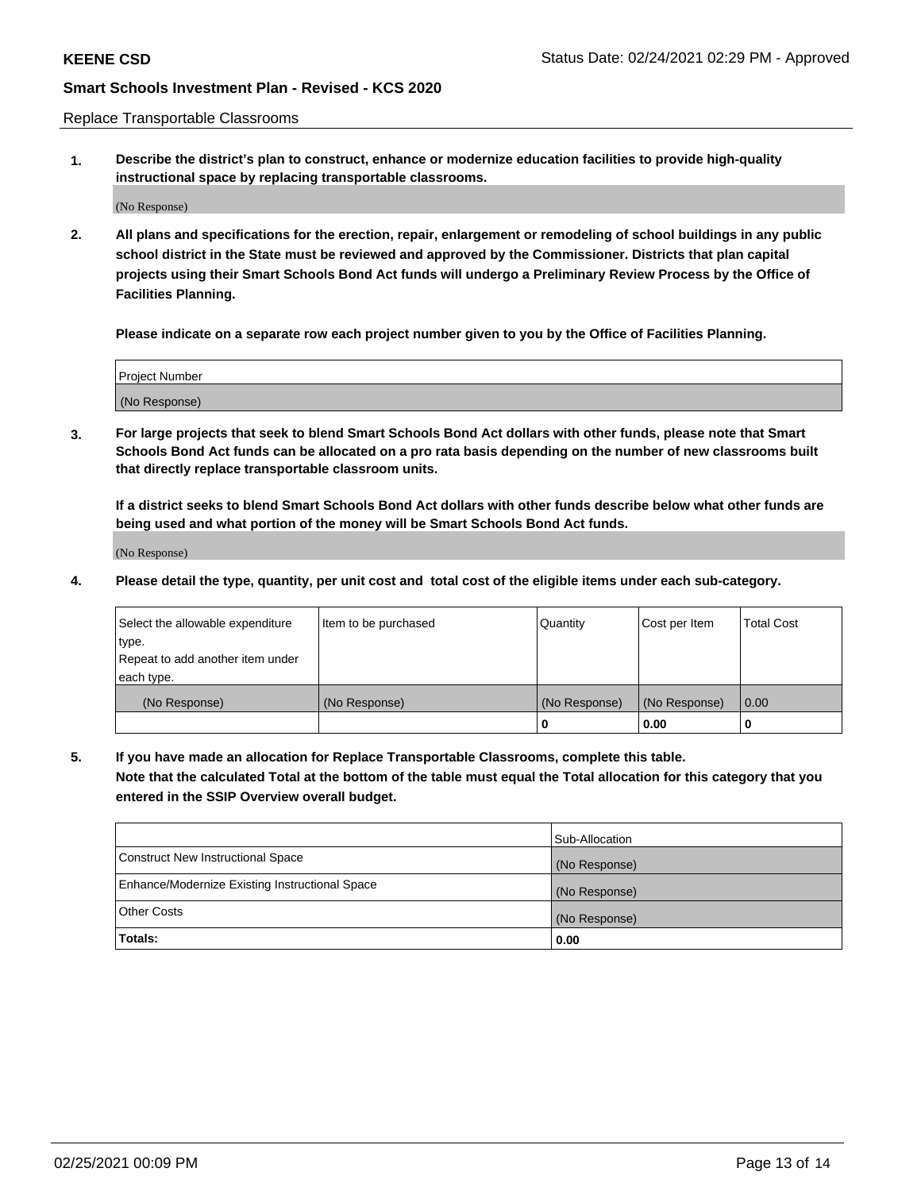Replace Transportable Classrooms

1. **Describe the district's plan to construct, enhance or modernize education facilities to provide high-quality instructional space by replacing transportable classrooms.**

(No Response)

2. **All plans and specifications for the erection, repair, enlargement or remodeling of school buildings in any public school district in the State must be reviewed and approved by the Commissioner. Districts that plan capital projects using their Smart Schools Bond Act funds will undergo a Preliminary Review Process by the Office of Facilities Planning.**

**Please indicate on a separate row each project number given to you by the Office of Facilities Planning.**

| Project Number |
| --- |
| (No Response) |

3. **For large projects that seek to blend Smart Schools Bond Act dollars with other funds, please note that Smart Schools Bond Act funds can be allocated on a pro rata basis depending on the number of new classrooms built that directly replace transportable classroom units.**

**If a district seeks to blend Smart Schools Bond Act dollars with other funds describe below what other funds are being used and what portion of the money will be Smart Schools Bond Act funds.**

(No Response)

4. **Please detail the type, quantity, per unit cost and total cost of the eligible items under each sub-category.**

| Select the allowable expenditure type. Repeat to add another item under each type. | Item to be purchased | Quantity | Cost per Item | Total Cost |
| --- | --- | --- | --- | --- |
| (No Response) | (No Response) | (No Response) | (No Response) | 0.00 |
| | | 0 | 0.00 | 0 |

5. **If you have made an allocation for Replace Transportable Classrooms, complete this table. Note that the calculated Total at the bottom of the table must equal the Total allocation for this category that you entered in the SSIP Overview overall budget.**

| | Sub-Allocation |
| --- | --- |
| Construct New Instructional Space | (No Response) |
| Enhance/Modernize Existing Instructional Space | (No Response) |
| Other Costs | (No Response) |
| **Totals:** | **0.00** |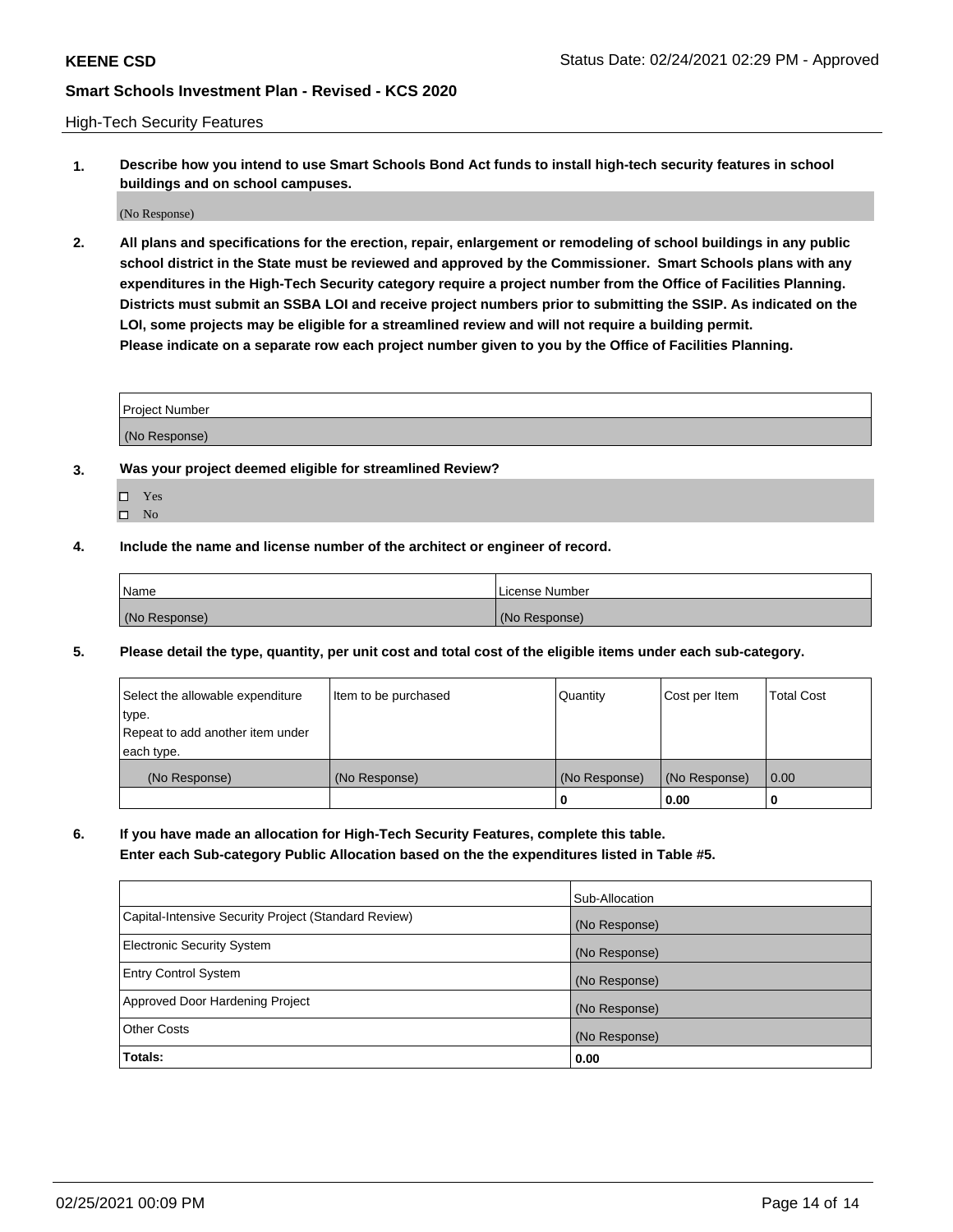High-Tech Security Features

**1. Describe how you intend to use Smart Schools Bond Act funds to install high-tech security features in school buildings and on school campuses.**

(No Response)

**2. All plans and specifications for the erection, repair, enlargement or remodeling of school buildings in any public school district in the State must be reviewed and approved by the Commissioner. Smart Schools plans with any expenditures in the High-Tech Security category require a project number from the Office of Facilities Planning. Districts must submit an SSBA LOI and receive project numbers prior to submitting the SSIP. As indicated on the LOI, some projects may be eligible for a streamlined review and will not require a building permit.**
**Please indicate on a separate row each project number given to you by the Office of Facilities Planning.**

| Project Number |
| --- |
| (No Response) |

**3. Was your project deemed eligible for streamlined Review?**

- ☐ Yes
- ☐ No

**4. Include the name and license number of the architect or engineer of record.**

| Name | License Number |
| --- | --- |
| (No Response) | (No Response) |

**5. Please detail the type, quantity, per unit cost and total cost of the eligible items under each sub-category.**

| Select the allowable expenditure type. Repeat to add another item under each type. | Item to be purchased | Quantity | Cost per Item | Total Cost |
| --- | --- | --- | --- | --- |
| (No Response) | (No Response) | (No Response) | (No Response) | 0.00 |
| | | 0 | 0.00 | 0 |

**6. If you have made an allocation for High-Tech Security Features, complete this table.**
**Enter each Sub-category Public Allocation based on the the expenditures listed in Table #5.**

| | Sub-Allocation |
| --- | --- |
| Capital-Intensive Security Project (Standard Review) | (No Response) |
| Electronic Security System | (No Response) |
| Entry Control System | (No Response) |
| Approved Door Hardening Project | (No Response) |
| Other Costs | (No Response) |
| **Totals:** | **0.00** |